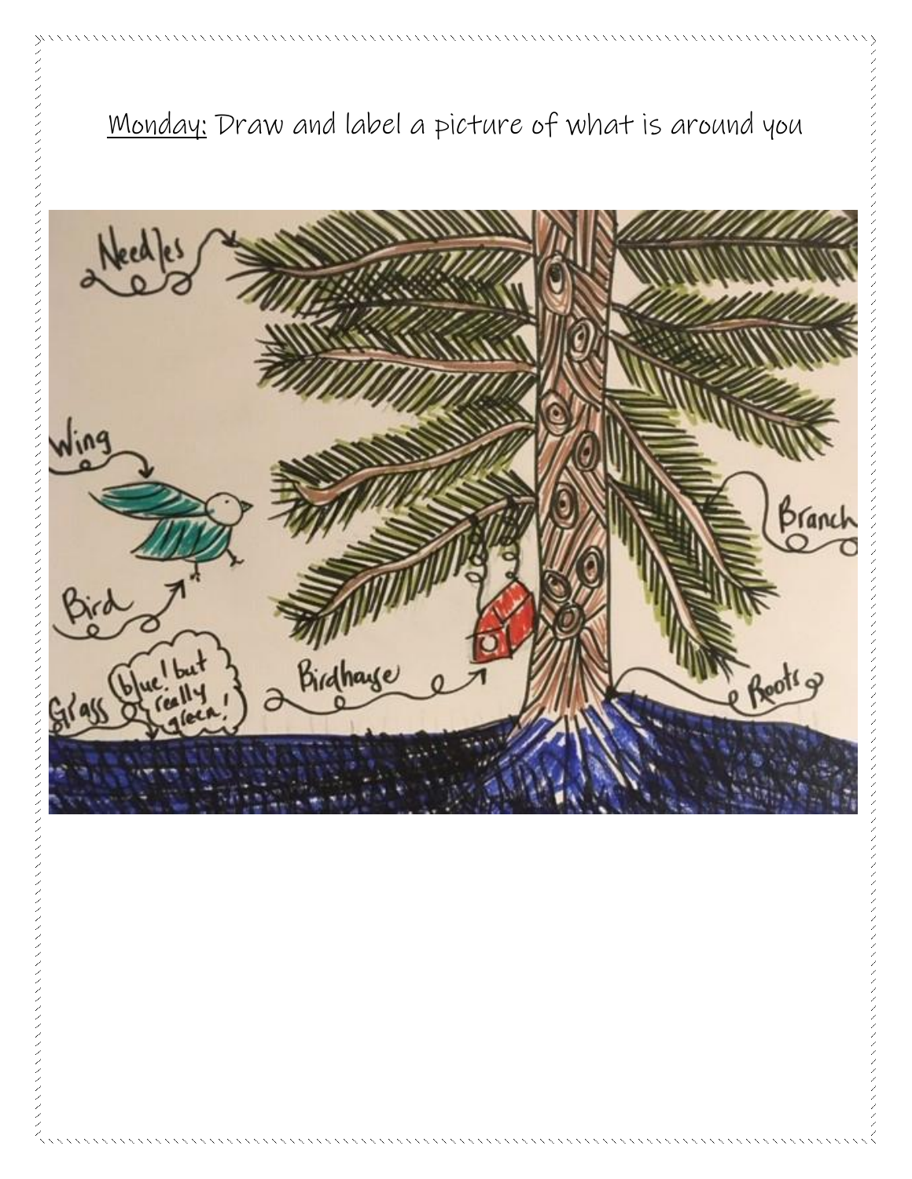<u>Monday:</u> Draw and label a picture of what is around you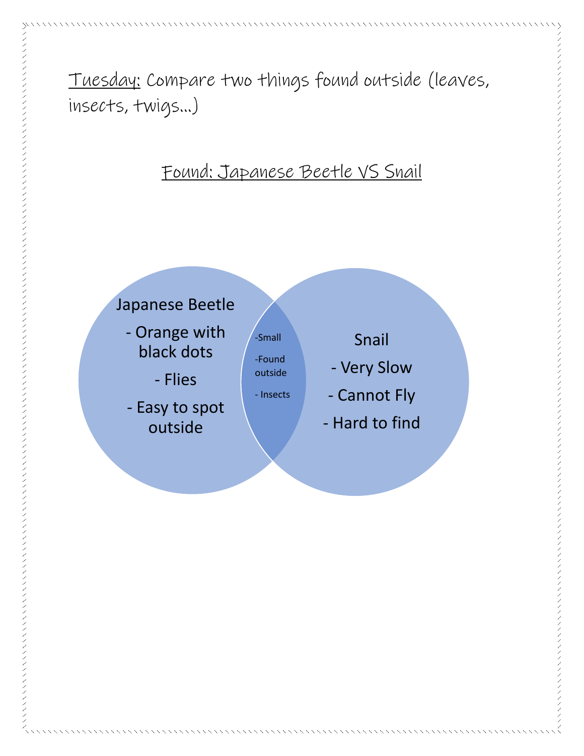Tuesday: Compare two things found outside (leaves, insects, twigs...)

Found: Japanese Beetle VS Snail

Japanese Beetle

- Orange with black dots
- Flies
- Easy to spot outside

-Small

-Found outside

- Insects

Snail

- Very Slow
- Cannot Fly
- Hard to find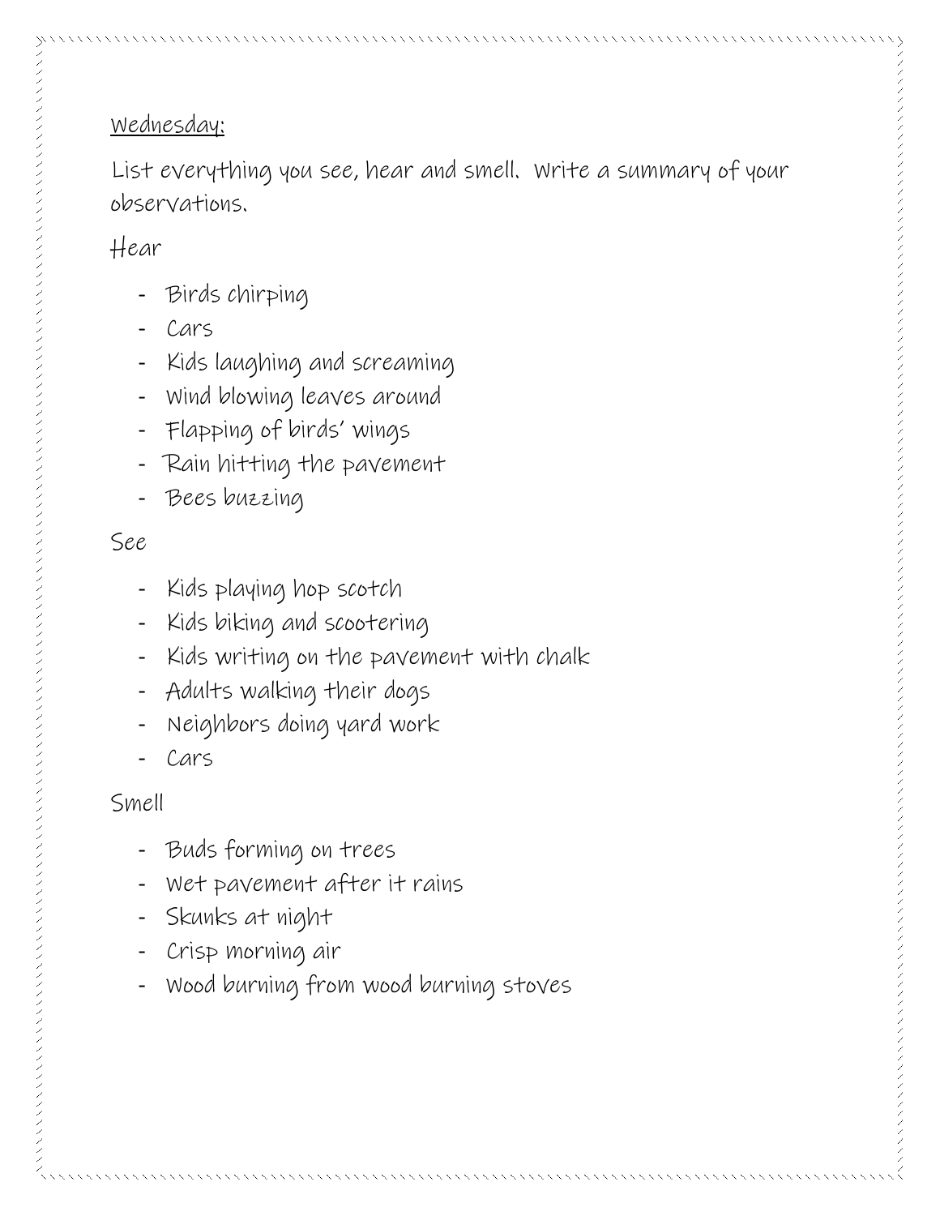<u>Wednesday:</u>

List everything you see, hear and smell. Write a summary of your observations.

Hear

- Birds chirping
- Cars
- Kids laughing and screaming
- Wind blowing leaves around
- Flapping of birds' wings
- Rain hitting the pavement
- Bees buzzing

See

- Kids playing hop scotch
- Kids biking and scootering
- Kids writing on the pavement with chalk
- Adults walking their dogs
- Neighbors doing yard work
- Cars

Smell

- Buds forming on trees
- Wet pavement after it rains
- Skunks at night
- Crisp morning air
- Wood burning from wood burning stoves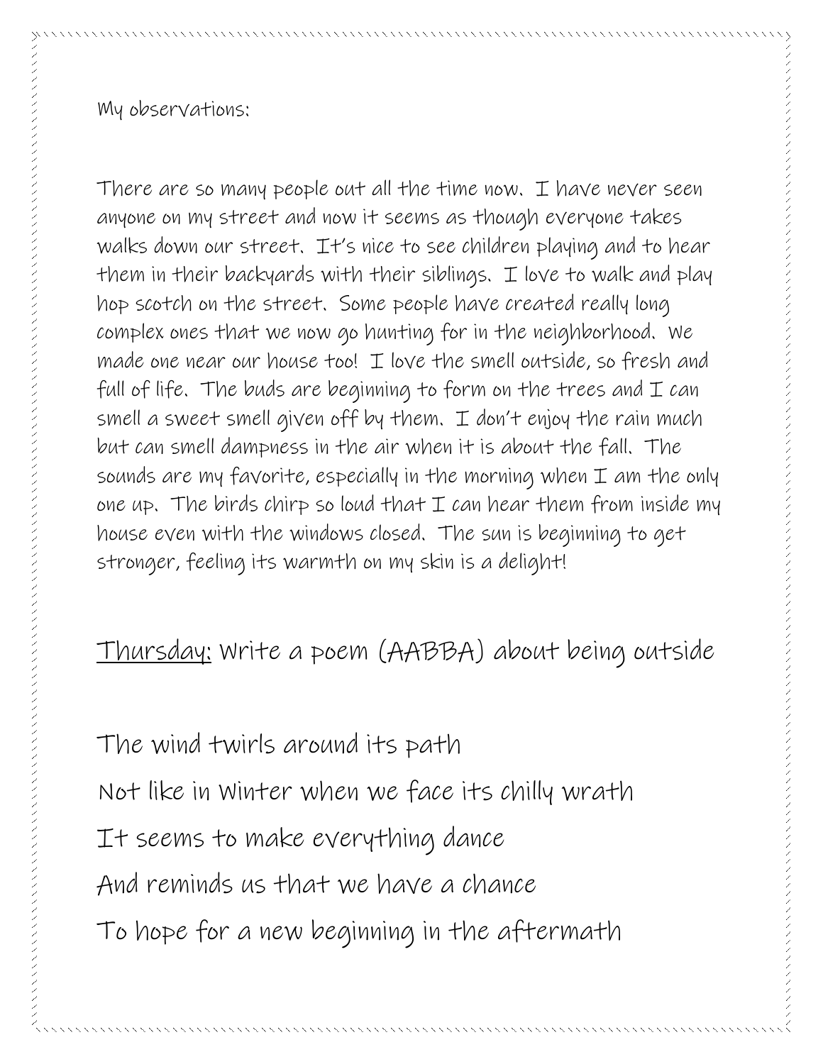My observations:

There are so many people out all the time now. I have never seen anyone on my street and now it seems as though everyone takes walks down our street. It's nice to see children playing and to hear them in their backyards with their siblings. I love to walk and play hop scotch on the street. Some people have created really long complex ones that we now go hunting for in the neighborhood. We made one near our house too! I love the smell outside, so fresh and full of life. The buds are beginning to form on the trees and I can smell a sweet smell given off by them. I don't enjoy the rain much but can smell dampness in the air when it is about the fall. The sounds are my favorite, especially in the morning when I am the only one up. The birds chirp so loud that I can hear them from inside my house even with the windows closed. The sun is beginning to get stronger, feeling its warmth on my skin is a delight!

<u>Thursday:</u> Write a poem (AABBA) about being outside

The wind twirls around its path

Not like in Winter when we face its chilly wrath

It seems to make everything dance

And reminds us that we have a chance

To hope for a new beginning in the aftermath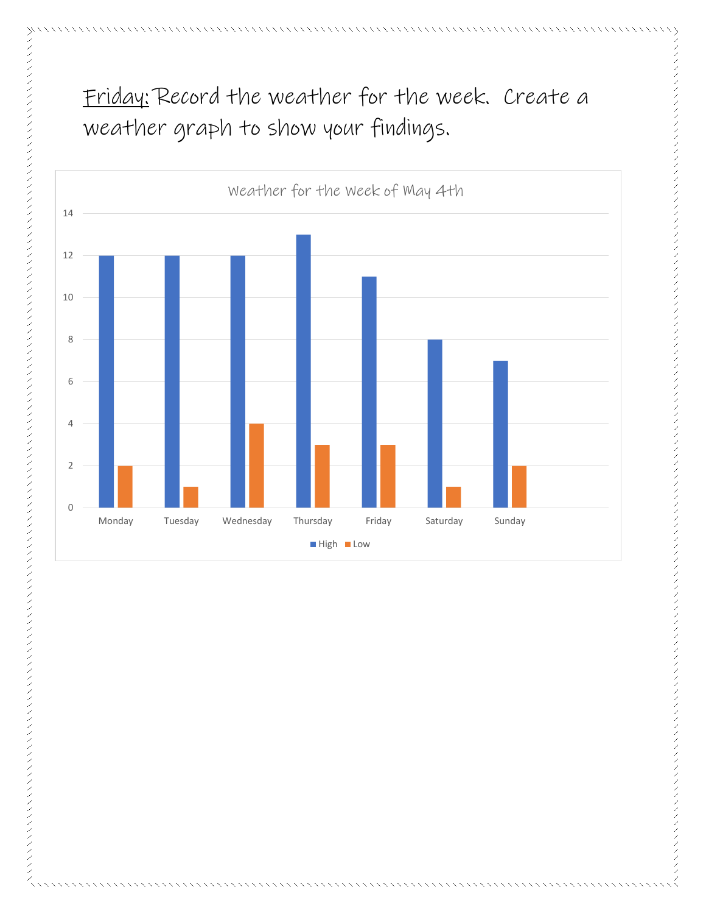<u>Friday:</u> Record the weather for the week. Create a weather graph to show your findings.

Weather for the Week of May 4th

14
12
10
8
6
4
2
0

Monday Tuesday Wednesday Thursday Friday Saturday Sunday

High Low